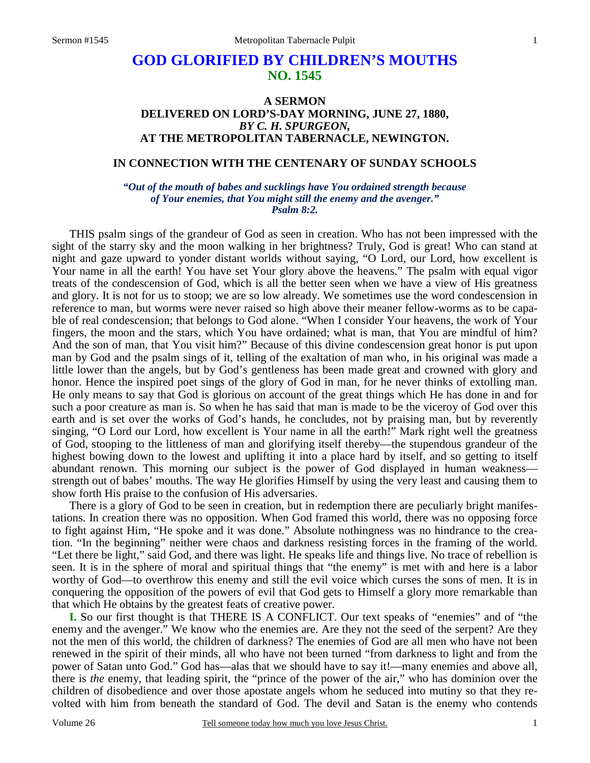# GOD GLORIFIED BY CHILDREN'S MOUTHS
## NO. 1545

### A SERMON
### DELIVERED ON LORD'S-DAY MORNING, JUNE 27, 1880,
### *BY C. H. SPURGEON,*
### AT THE METROPOLITAN TABERNACLE, NEWINGTON.

### IN CONNECTION WITH THE CENTENARY OF SUNDAY SCHOOLS

***"Out of the mouth of babes and sucklings have You ordained strength because of Your enemies, that You might still the enemy and the avenger." Psalm 8:2.***

THIS psalm sings of the grandeur of God as seen in creation. Who has not been impressed with the sight of the starry sky and the moon walking in her brightness? Truly, God is great! Who can stand at night and gaze upward to yonder distant worlds without saying, "O Lord, our Lord, how excellent is Your name in all the earth! You have set Your glory above the heavens." The psalm with equal vigor treats of the condescension of God, which is all the better seen when we have a view of His greatness and glory. It is not for us to stoop; we are so low already. We sometimes use the word condescension in reference to man, but worms were never raised so high above their meaner fellow-worms as to be capable of real condescension; that belongs to God alone. "When I consider Your heavens, the work of Your fingers, the moon and the stars, which You have ordained; what is man, that You are mindful of him? And the son of man, that You visit him?" Because of this divine condescension great honor is put upon man by God and the psalm sings of it, telling of the exaltation of man who, in his original was made a little lower than the angels, but by God's gentleness has been made great and crowned with glory and honor. Hence the inspired poet sings of the glory of God in man, for he never thinks of extolling man. He only means to say that God is glorious on account of the great things which He has done in and for such a poor creature as man is. So when he has said that man is made to be the viceroy of God over this earth and is set over the works of God's hands, he concludes, not by praising man, but by reverently singing, "O Lord our Lord, how excellent is Your name in all the earth!" Mark right well the greatness of God, stooping to the littleness of man and glorifying itself thereby—the stupendous grandeur of the highest bowing down to the lowest and uplifting it into a place hard by itself, and so getting to itself abundant renown. This morning our subject is the power of God displayed in human weakness—strength out of babes' mouths. The way He glorifies Himself by using the very least and causing them to show forth His praise to the confusion of His adversaries.

There is a glory of God to be seen in creation, but in redemption there are peculiarly bright manifestations. In creation there was no opposition. When God framed this world, there was no opposing force to fight against Him, "He spoke and it was done." Absolute nothingness was no hindrance to the creation. "In the beginning" neither were chaos and darkness resisting forces in the framing of the world. "Let there be light," said God, and there was light. He speaks life and things live. No trace of rebellion is seen. It is in the sphere of moral and spiritual things that "the enemy" is met with and here is a labor worthy of God—to overthrow this enemy and still the evil voice which curses the sons of men. It is in conquering the opposition of the powers of evil that God gets to Himself a glory more remarkable than that which He obtains by the greatest feats of creative power.

**I.** So our first thought is that THERE IS A CONFLICT. Our text speaks of "enemies" and of "the enemy and the avenger." We know who the enemies are. Are they not the seed of the serpent? Are they not the men of this world, the children of darkness? The enemies of God are all men who have not been renewed in the spirit of their minds, all who have not been turned "from darkness to light and from the power of Satan unto God." God has—alas that we should have to say it!—many enemies and above all, there is *the* enemy, that leading spirit, the "prince of the power of the air," who has dominion over the children of disobedience and over those apostate angels whom he seduced into mutiny so that they revolted with him from beneath the standard of God. The devil and Satan is the enemy who contends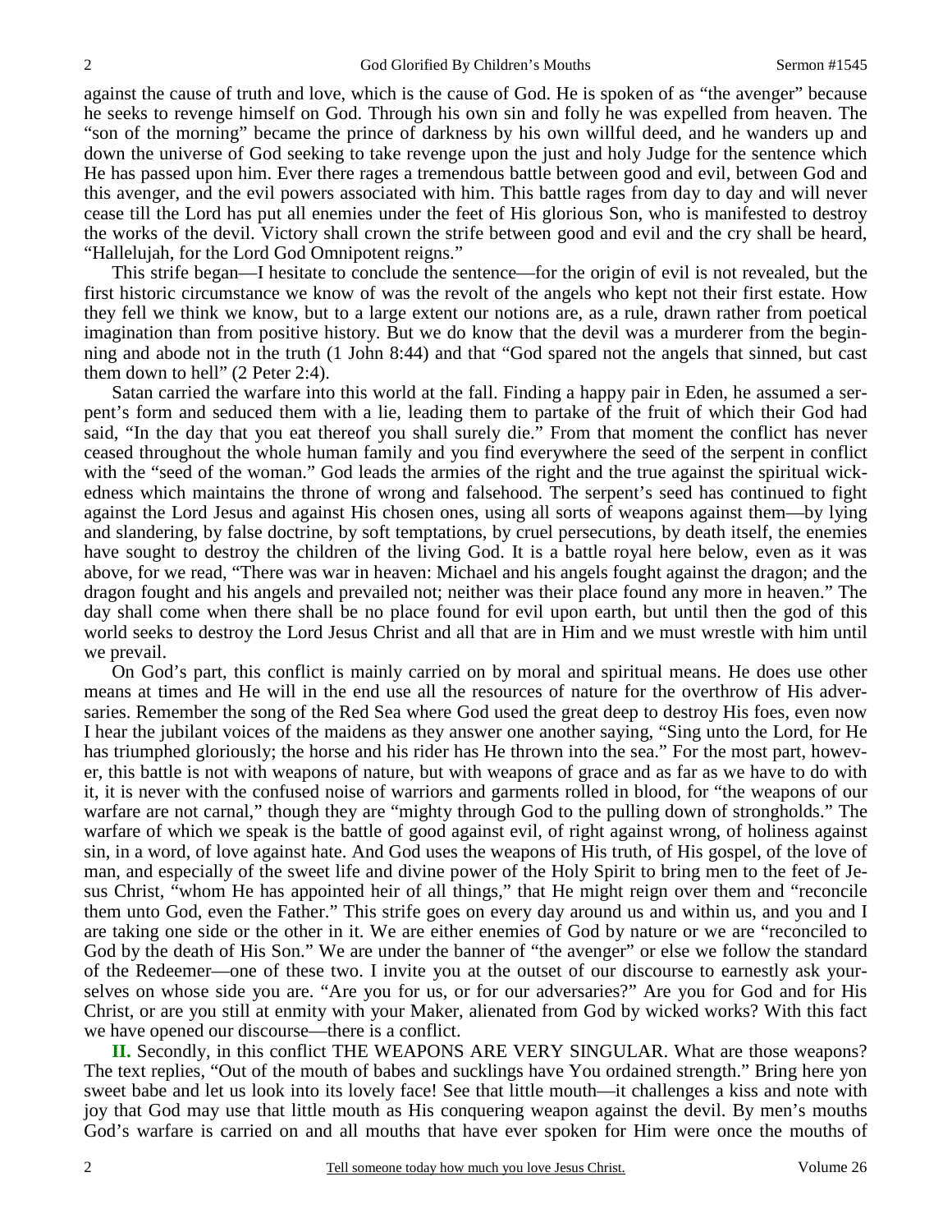against the cause of truth and love, which is the cause of God. He is spoken of as "the avenger" because he seeks to revenge himself on God. Through his own sin and folly he was expelled from heaven. The "son of the morning" became the prince of darkness by his own willful deed, and he wanders up and down the universe of God seeking to take revenge upon the just and holy Judge for the sentence which He has passed upon him. Ever there rages a tremendous battle between good and evil, between God and this avenger, and the evil powers associated with him. This battle rages from day to day and will never cease till the Lord has put all enemies under the feet of His glorious Son, who is manifested to destroy the works of the devil. Victory shall crown the strife between good and evil and the cry shall be heard, "Hallelujah, for the Lord God Omnipotent reigns."

This strife began—I hesitate to conclude the sentence—for the origin of evil is not revealed, but the first historic circumstance we know of was the revolt of the angels who kept not their first estate. How they fell we think we know, but to a large extent our notions are, as a rule, drawn rather from poetical imagination than from positive history. But we do know that the devil was a murderer from the beginning and abode not in the truth (1 John 8:44) and that "God spared not the angels that sinned, but cast them down to hell" (2 Peter 2:4).

Satan carried the warfare into this world at the fall. Finding a happy pair in Eden, he assumed a serpent's form and seduced them with a lie, leading them to partake of the fruit of which their God had said, "In the day that you eat thereof you shall surely die." From that moment the conflict has never ceased throughout the whole human family and you find everywhere the seed of the serpent in conflict with the "seed of the woman." God leads the armies of the right and the true against the spiritual wickedness which maintains the throne of wrong and falsehood. The serpent's seed has continued to fight against the Lord Jesus and against His chosen ones, using all sorts of weapons against them—by lying and slandering, by false doctrine, by soft temptations, by cruel persecutions, by death itself, the enemies have sought to destroy the children of the living God. It is a battle royal here below, even as it was above, for we read, "There was war in heaven: Michael and his angels fought against the dragon; and the dragon fought and his angels and prevailed not; neither was their place found any more in heaven." The day shall come when there shall be no place found for evil upon earth, but until then the god of this world seeks to destroy the Lord Jesus Christ and all that are in Him and we must wrestle with him until we prevail.

On God's part, this conflict is mainly carried on by moral and spiritual means. He does use other means at times and He will in the end use all the resources of nature for the overthrow of His adversaries. Remember the song of the Red Sea where God used the great deep to destroy His foes, even now I hear the jubilant voices of the maidens as they answer one another saying, "Sing unto the Lord, for He has triumphed gloriously; the horse and his rider has He thrown into the sea." For the most part, however, this battle is not with weapons of nature, but with weapons of grace and as far as we have to do with it, it is never with the confused noise of warriors and garments rolled in blood, for "the weapons of our warfare are not carnal," though they are "mighty through God to the pulling down of strongholds." The warfare of which we speak is the battle of good against evil, of right against wrong, of holiness against sin, in a word, of love against hate. And God uses the weapons of His truth, of His gospel, of the love of man, and especially of the sweet life and divine power of the Holy Spirit to bring men to the feet of Jesus Christ, "whom He has appointed heir of all things," that He might reign over them and "reconcile them unto God, even the Father." This strife goes on every day around us and within us, and you and I are taking one side or the other in it. We are either enemies of God by nature or we are "reconciled to God by the death of His Son." We are under the banner of "the avenger" or else we follow the standard of the Redeemer—one of these two. I invite you at the outset of our discourse to earnestly ask yourselves on whose side you are. "Are you for us, or for our adversaries?" Are you for God and for His Christ, or are you still at enmity with your Maker, alienated from God by wicked works? With this fact we have opened our discourse—there is a conflict.

**II.** Secondly, in this conflict THE WEAPONS ARE VERY SINGULAR. What are those weapons? The text replies, "Out of the mouth of babes and sucklings have You ordained strength." Bring here yon sweet babe and let us look into its lovely face! See that little mouth—it challenges a kiss and note with joy that God may use that little mouth as His conquering weapon against the devil. By men's mouths God's warfare is carried on and all mouths that have ever spoken for Him were once the mouths of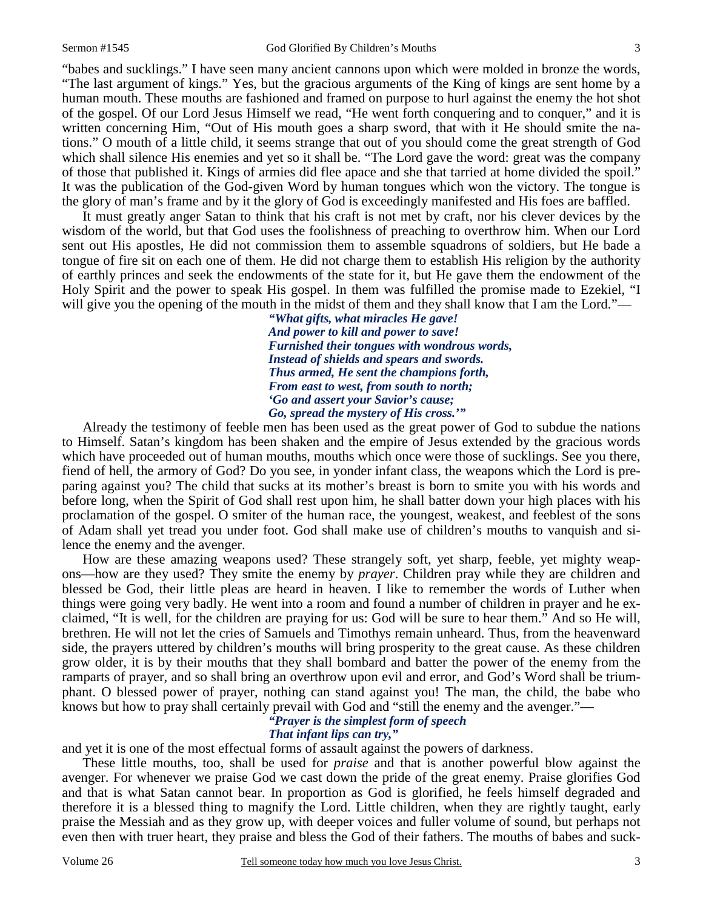"babes and sucklings." I have seen many ancient cannons upon which were molded in bronze the words, "The last argument of kings." Yes, but the gracious arguments of the King of kings are sent home by a human mouth. These mouths are fashioned and framed on purpose to hurl against the enemy the hot shot of the gospel. Of our Lord Jesus Himself we read, "He went forth conquering and to conquer," and it is written concerning Him, "Out of His mouth goes a sharp sword, that with it He should smite the nations." O mouth of a little child, it seems strange that out of you should come the great strength of God which shall silence His enemies and yet so it shall be. "The Lord gave the word: great was the company of those that published it. Kings of armies did flee apace and she that tarried at home divided the spoil." It was the publication of the God-given Word by human tongues which won the victory. The tongue is the glory of man's frame and by it the glory of God is exceedingly manifested and His foes are baffled.

It must greatly anger Satan to think that his craft is not met by craft, nor his clever devices by the wisdom of the world, but that God uses the foolishness of preaching to overthrow him. When our Lord sent out His apostles, He did not commission them to assemble squadrons of soldiers, but He bade a tongue of fire sit on each one of them. He did not charge them to establish His religion by the authority of earthly princes and seek the endowments of the state for it, but He gave them the endowment of the Holy Spirit and the power to speak His gospel. In them was fulfilled the promise made to Ezekiel, "I will give you the opening of the mouth in the midst of them and they shall know that I am the Lord."—

> ***"What gifts, what miracles He gave!***
> ***And power to kill and power to save!***
> ***Furnished their tongues with wondrous words,***
> ***Instead of shields and spears and swords.***
> ***Thus armed, He sent the champions forth,***
> ***From east to west, from south to north;***
> ***'Go and assert your Savior's cause;***
> ***Go, spread the mystery of His cross.'"***

Already the testimony of feeble men has been used as the great power of God to subdue the nations to Himself. Satan's kingdom has been shaken and the empire of Jesus extended by the gracious words which have proceeded out of human mouths, mouths which once were those of sucklings. See you there, fiend of hell, the armory of God? Do you see, in yonder infant class, the weapons which the Lord is preparing against you? The child that sucks at its mother's breast is born to smite you with his words and before long, when the Spirit of God shall rest upon him, he shall batter down your high places with his proclamation of the gospel. O smiter of the human race, the youngest, weakest, and feeblest of the sons of Adam shall yet tread you under foot. God shall make use of children's mouths to vanquish and silence the enemy and the avenger.

How are these amazing weapons used? These strangely soft, yet sharp, feeble, yet mighty weapons—how are they used? They smite the enemy by *prayer*. Children pray while they are children and blessed be God, their little pleas are heard in heaven. I like to remember the words of Luther when things were going very badly. He went into a room and found a number of children in prayer and he exclaimed, "It is well, for the children are praying for us: God will be sure to hear them." And so He will, brethren. He will not let the cries of Samuels and Timothys remain unheard. Thus, from the heavenward side, the prayers uttered by children's mouths will bring prosperity to the great cause. As these children grow older, it is by their mouths that they shall bombard and batter the power of the enemy from the ramparts of prayer, and so shall bring an overthrow upon evil and error, and God's Word shall be triumphant. O blessed power of prayer, nothing can stand against you! The man, the child, the babe who knows but how to pray shall certainly prevail with God and "still the enemy and the avenger."—

> ***"Prayer is the simplest form of speech***
> ***That infant lips can try,"***

and yet it is one of the most effectual forms of assault against the powers of darkness.

These little mouths, too, shall be used for *praise* and that is another powerful blow against the avenger. For whenever we praise God we cast down the pride of the great enemy. Praise glorifies God and that is what Satan cannot bear. In proportion as God is glorified, he feels himself degraded and therefore it is a blessed thing to magnify the Lord. Little children, when they are rightly taught, early praise the Messiah and as they grow up, with deeper voices and fuller volume of sound, but perhaps not even then with truer heart, they praise and bless the God of their fathers. The mouths of babes and suck-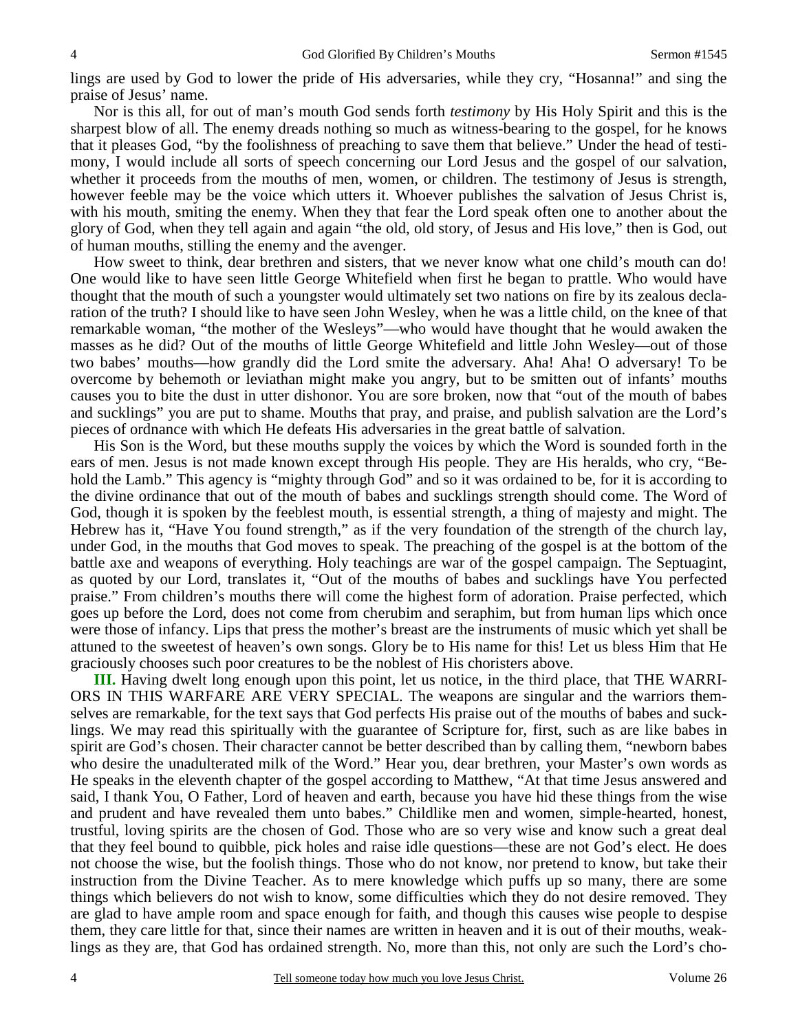lings are used by God to lower the pride of His adversaries, while they cry, "Hosanna!" and sing the praise of Jesus' name.

Nor is this all, for out of man's mouth God sends forth *testimony* by His Holy Spirit and this is the sharpest blow of all. The enemy dreads nothing so much as witness-bearing to the gospel, for he knows that it pleases God, "by the foolishness of preaching to save them that believe." Under the head of testimony, I would include all sorts of speech concerning our Lord Jesus and the gospel of our salvation, whether it proceeds from the mouths of men, women, or children. The testimony of Jesus is strength, however feeble may be the voice which utters it. Whoever publishes the salvation of Jesus Christ is, with his mouth, smiting the enemy. When they that fear the Lord speak often one to another about the glory of God, when they tell again and again "the old, old story, of Jesus and His love," then is God, out of human mouths, stilling the enemy and the avenger.

How sweet to think, dear brethren and sisters, that we never know what one child's mouth can do! One would like to have seen little George Whitefield when first he began to prattle. Who would have thought that the mouth of such a youngster would ultimately set two nations on fire by its zealous declaration of the truth? I should like to have seen John Wesley, when he was a little child, on the knee of that remarkable woman, "the mother of the Wesleys"—who would have thought that he would awaken the masses as he did? Out of the mouths of little George Whitefield and little John Wesley—out of those two babes' mouths—how grandly did the Lord smite the adversary. Aha! Aha! O adversary! To be overcome by behemoth or leviathan might make you angry, but to be smitten out of infants' mouths causes you to bite the dust in utter dishonor. You are sore broken, now that "out of the mouth of babes and sucklings" you are put to shame. Mouths that pray, and praise, and publish salvation are the Lord's pieces of ordnance with which He defeats His adversaries in the great battle of salvation.

His Son is the Word, but these mouths supply the voices by which the Word is sounded forth in the ears of men. Jesus is not made known except through His people. They are His heralds, who cry, "Behold the Lamb." This agency is "mighty through God" and so it was ordained to be, for it is according to the divine ordinance that out of the mouth of babes and sucklings strength should come. The Word of God, though it is spoken by the feeblest mouth, is essential strength, a thing of majesty and might. The Hebrew has it, "Have You found strength," as if the very foundation of the strength of the church lay, under God, in the mouths that God moves to speak. The preaching of the gospel is at the bottom of the battle axe and weapons of everything. Holy teachings are war of the gospel campaign. The Septuagint, as quoted by our Lord, translates it, "Out of the mouths of babes and sucklings have You perfected praise." From children's mouths there will come the highest form of adoration. Praise perfected, which goes up before the Lord, does not come from cherubim and seraphim, but from human lips which once were those of infancy. Lips that press the mother's breast are the instruments of music which yet shall be attuned to the sweetest of heaven's own songs. Glory be to His name for this! Let us bless Him that He graciously chooses such poor creatures to be the noblest of His choristers above.

**III.** Having dwelt long enough upon this point, let us notice, in the third place, that THE WARRIORS IN THIS WARFARE ARE VERY SPECIAL. The weapons are singular and the warriors themselves are remarkable, for the text says that God perfects His praise out of the mouths of babes and sucklings. We may read this spiritually with the guarantee of Scripture for, first, such as are like babes in spirit are God's chosen. Their character cannot be better described than by calling them, "newborn babes who desire the unadulterated milk of the Word." Hear you, dear brethren, your Master's own words as He speaks in the eleventh chapter of the gospel according to Matthew, "At that time Jesus answered and said, I thank You, O Father, Lord of heaven and earth, because you have hid these things from the wise and prudent and have revealed them unto babes." Childlike men and women, simple-hearted, honest, trustful, loving spirits are the chosen of God. Those who are so very wise and know such a great deal that they feel bound to quibble, pick holes and raise idle questions—these are not God's elect. He does not choose the wise, but the foolish things. Those who do not know, nor pretend to know, but take their instruction from the Divine Teacher. As to mere knowledge which puffs up so many, there are some things which believers do not wish to know, some difficulties which they do not desire removed. They are glad to have ample room and space enough for faith, and though this causes wise people to despise them, they care little for that, since their names are written in heaven and it is out of their mouths, weaklings as they are, that God has ordained strength. No, more than this, not only are such the Lord's cho-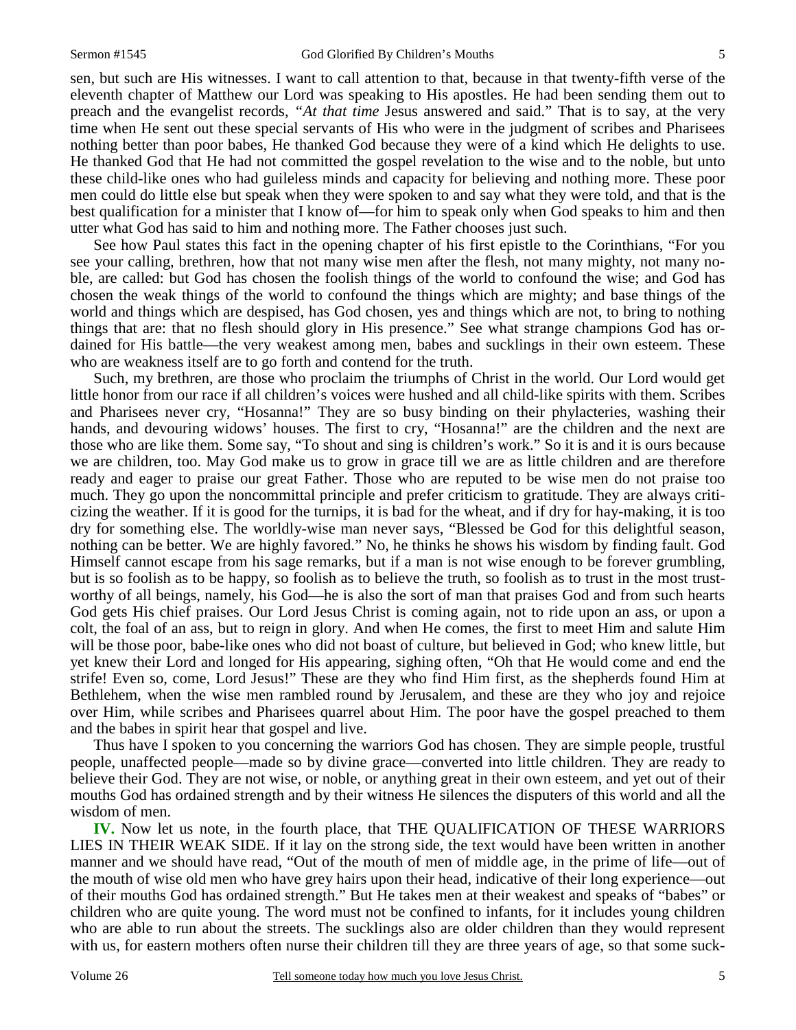sen, but such are His witnesses. I want to call attention to that, because in that twenty-fifth verse of the eleventh chapter of Matthew our Lord was speaking to His apostles. He had been sending them out to preach and the evangelist records, *"At that time* Jesus answered and said." That is to say, at the very time when He sent out these special servants of His who were in the judgment of scribes and Pharisees nothing better than poor babes, He thanked God because they were of a kind which He delights to use. He thanked God that He had not committed the gospel revelation to the wise and to the noble, but unto these child-like ones who had guileless minds and capacity for believing and nothing more. These poor men could do little else but speak when they were spoken to and say what they were told, and that is the best qualification for a minister that I know of—for him to speak only when God speaks to him and then utter what God has said to him and nothing more. The Father chooses just such.

See how Paul states this fact in the opening chapter of his first epistle to the Corinthians, "For you see your calling, brethren, how that not many wise men after the flesh, not many mighty, not many noble, are called: but God has chosen the foolish things of the world to confound the wise; and God has chosen the weak things of the world to confound the things which are mighty; and base things of the world and things which are despised, has God chosen, yes and things which are not, to bring to nothing things that are: that no flesh should glory in His presence." See what strange champions God has ordained for His battle—the very weakest among men, babes and sucklings in their own esteem. These who are weakness itself are to go forth and contend for the truth.

Such, my brethren, are those who proclaim the triumphs of Christ in the world. Our Lord would get little honor from our race if all children's voices were hushed and all child-like spirits with them. Scribes and Pharisees never cry, "Hosanna!" They are so busy binding on their phylacteries, washing their hands, and devouring widows' houses. The first to cry, "Hosanna!" are the children and the next are those who are like them. Some say, "To shout and sing is children's work." So it is and it is ours because we are children, too. May God make us to grow in grace till we are as little children and are therefore ready and eager to praise our great Father. Those who are reputed to be wise men do not praise too much. They go upon the noncommittal principle and prefer criticism to gratitude. They are always criticizing the weather. If it is good for the turnips, it is bad for the wheat, and if dry for hay-making, it is too dry for something else. The worldly-wise man never says, "Blessed be God for this delightful season, nothing can be better. We are highly favored." No, he thinks he shows his wisdom by finding fault. God Himself cannot escape from his sage remarks, but if a man is not wise enough to be forever grumbling, but is so foolish as to be happy, so foolish as to believe the truth, so foolish as to trust in the most trustworthy of all beings, namely, his God—he is also the sort of man that praises God and from such hearts God gets His chief praises. Our Lord Jesus Christ is coming again, not to ride upon an ass, or upon a colt, the foal of an ass, but to reign in glory. And when He comes, the first to meet Him and salute Him will be those poor, babe-like ones who did not boast of culture, but believed in God; who knew little, but yet knew their Lord and longed for His appearing, sighing often, "Oh that He would come and end the strife! Even so, come, Lord Jesus!" These are they who find Him first, as the shepherds found Him at Bethlehem, when the wise men rambled round by Jerusalem, and these are they who joy and rejoice over Him, while scribes and Pharisees quarrel about Him. The poor have the gospel preached to them and the babes in spirit hear that gospel and live.

Thus have I spoken to you concerning the warriors God has chosen. They are simple people, trustful people, unaffected people—made so by divine grace—converted into little children. They are ready to believe their God. They are not wise, or noble, or anything great in their own esteem, and yet out of their mouths God has ordained strength and by their witness He silences the disputers of this world and all the wisdom of men.

**IV.** Now let us note, in the fourth place, that THE QUALIFICATION OF THESE WARRIORS LIES IN THEIR WEAK SIDE. If it lay on the strong side, the text would have been written in another manner and we should have read, "Out of the mouth of men of middle age, in the prime of life—out of the mouth of wise old men who have grey hairs upon their head, indicative of their long experience—out of their mouths God has ordained strength." But He takes men at their weakest and speaks of "babes" or children who are quite young. The word must not be confined to infants, for it includes young children who are able to run about the streets. The sucklings also are older children than they would represent with us, for eastern mothers often nurse their children till they are three years of age, so that some suck-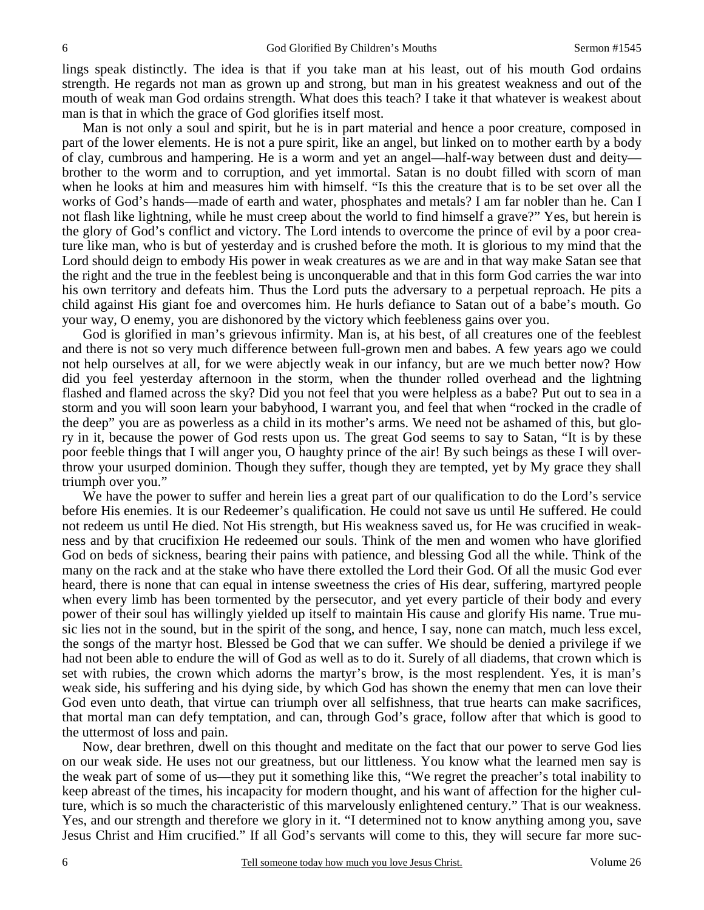lings speak distinctly. The idea is that if you take man at his least, out of his mouth God ordains strength. He regards not man as grown up and strong, but man in his greatest weakness and out of the mouth of weak man God ordains strength. What does this teach? I take it that whatever is weakest about man is that in which the grace of God glorifies itself most.

Man is not only a soul and spirit, but he is in part material and hence a poor creature, composed in part of the lower elements. He is not a pure spirit, like an angel, but linked on to mother earth by a body of clay, cumbrous and hampering. He is a worm and yet an angel—half-way between dust and deity—brother to the worm and to corruption, and yet immortal. Satan is no doubt filled with scorn of man when he looks at him and measures him with himself. "Is this the creature that is to be set over all the works of God's hands—made of earth and water, phosphates and metals? I am far nobler than he. Can I not flash like lightning, while he must creep about the world to find himself a grave?" Yes, but herein is the glory of God's conflict and victory. The Lord intends to overcome the prince of evil by a poor creature like man, who is but of yesterday and is crushed before the moth. It is glorious to my mind that the Lord should deign to embody His power in weak creatures as we are and in that way make Satan see that the right and the true in the feeblest being is unconquerable and that in this form God carries the war into his own territory and defeats him. Thus the Lord puts the adversary to a perpetual reproach. He pits a child against His giant foe and overcomes him. He hurls defiance to Satan out of a babe's mouth. Go your way, O enemy, you are dishonored by the victory which feebleness gains over you.

God is glorified in man's grievous infirmity. Man is, at his best, of all creatures one of the feeblest and there is not so very much difference between full-grown men and babes. A few years ago we could not help ourselves at all, for we were abjectly weak in our infancy, but are we much better now? How did you feel yesterday afternoon in the storm, when the thunder rolled overhead and the lightning flashed and flamed across the sky? Did you not feel that you were helpless as a babe? Put out to sea in a storm and you will soon learn your babyhood, I warrant you, and feel that when "rocked in the cradle of the deep" you are as powerless as a child in its mother's arms. We need not be ashamed of this, but glory in it, because the power of God rests upon us. The great God seems to say to Satan, "It is by these poor feeble things that I will anger you, O haughty prince of the air! By such beings as these I will overthrow your usurped dominion. Though they suffer, though they are tempted, yet by My grace they shall triumph over you."

We have the power to suffer and herein lies a great part of our qualification to do the Lord's service before His enemies. It is our Redeemer's qualification. He could not save us until He suffered. He could not redeem us until He died. Not His strength, but His weakness saved us, for He was crucified in weakness and by that crucifixion He redeemed our souls. Think of the men and women who have glorified God on beds of sickness, bearing their pains with patience, and blessing God all the while. Think of the many on the rack and at the stake who have there extolled the Lord their God. Of all the music God ever heard, there is none that can equal in intense sweetness the cries of His dear, suffering, martyred people when every limb has been tormented by the persecutor, and yet every particle of their body and every power of their soul has willingly yielded up itself to maintain His cause and glorify His name. True music lies not in the sound, but in the spirit of the song, and hence, I say, none can match, much less excel, the songs of the martyr host. Blessed be God that we can suffer. We should be denied a privilege if we had not been able to endure the will of God as well as to do it. Surely of all diadems, that crown which is set with rubies, the crown which adorns the martyr's brow, is the most resplendent. Yes, it is man's weak side, his suffering and his dying side, by which God has shown the enemy that men can love their God even unto death, that virtue can triumph over all selfishness, that true hearts can make sacrifices, that mortal man can defy temptation, and can, through God's grace, follow after that which is good to the uttermost of loss and pain.

Now, dear brethren, dwell on this thought and meditate on the fact that our power to serve God lies on our weak side. He uses not our greatness, but our littleness. You know what the learned men say is the weak part of some of us—they put it something like this, "We regret the preacher's total inability to keep abreast of the times, his incapacity for modern thought, and his want of affection for the higher culture, which is so much the characteristic of this marvelously enlightened century." That is our weakness. Yes, and our strength and therefore we glory in it. "I determined not to know anything among you, save Jesus Christ and Him crucified." If all God's servants will come to this, they will secure far more suc-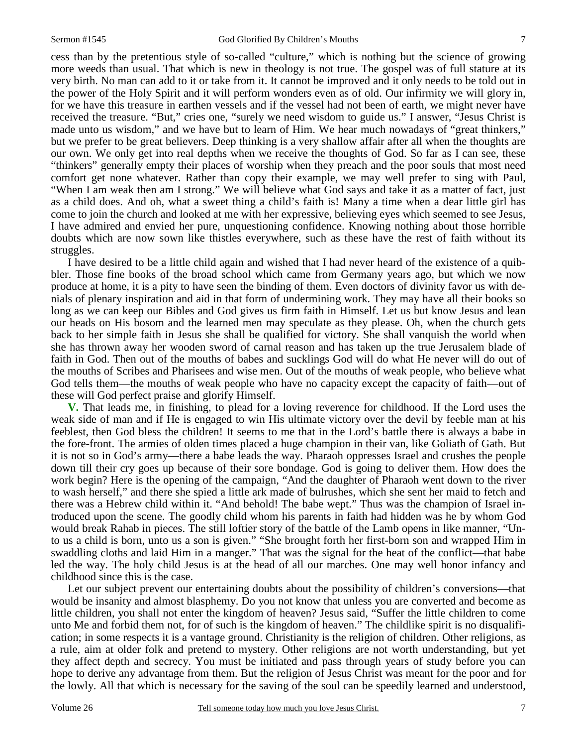cess than by the pretentious style of so-called "culture," which is nothing but the science of growing more weeds than usual. That which is new in theology is not true. The gospel was of full stature at its very birth. No man can add to it or take from it. It cannot be improved and it only needs to be told out in the power of the Holy Spirit and it will perform wonders even as of old. Our infirmity we will glory in, for we have this treasure in earthen vessels and if the vessel had not been of earth, we might never have received the treasure. "But," cries one, "surely we need wisdom to guide us." I answer, "Jesus Christ is made unto us wisdom," and we have but to learn of Him. We hear much nowadays of "great thinkers," but we prefer to be great believers. Deep thinking is a very shallow affair after all when the thoughts are our own. We only get into real depths when we receive the thoughts of God. So far as I can see, these "thinkers" generally empty their places of worship when they preach and the poor souls that most need comfort get none whatever. Rather than copy their example, we may well prefer to sing with Paul, "When I am weak then am I strong." We will believe what God says and take it as a matter of fact, just as a child does. And oh, what a sweet thing a child's faith is! Many a time when a dear little girl has come to join the church and looked at me with her expressive, believing eyes which seemed to see Jesus, I have admired and envied her pure, unquestioning confidence. Knowing nothing about those horrible doubts which are now sown like thistles everywhere, such as these have the rest of faith without its struggles.

I have desired to be a little child again and wished that I had never heard of the existence of a quibbler. Those fine books of the broad school which came from Germany years ago, but which we now produce at home, it is a pity to have seen the binding of them. Even doctors of divinity favor us with denials of plenary inspiration and aid in that form of undermining work. They may have all their books so long as we can keep our Bibles and God gives us firm faith in Himself. Let us but know Jesus and lean our heads on His bosom and the learned men may speculate as they please. Oh, when the church gets back to her simple faith in Jesus she shall be qualified for victory. She shall vanquish the world when she has thrown away her wooden sword of carnal reason and has taken up the true Jerusalem blade of faith in God. Then out of the mouths of babes and sucklings God will do what He never will do out of the mouths of Scribes and Pharisees and wise men. Out of the mouths of weak people, who believe what God tells them—the mouths of weak people who have no capacity except the capacity of faith—out of these will God perfect praise and glorify Himself.

**V.** That leads me, in finishing, to plead for a loving reverence for childhood. If the Lord uses the weak side of man and if He is engaged to win His ultimate victory over the devil by feeble man at his feeblest, then God bless the children! It seems to me that in the Lord's battle there is always a babe in the fore-front. The armies of olden times placed a huge champion in their van, like Goliath of Gath. But it is not so in God's army—there a babe leads the way. Pharaoh oppresses Israel and crushes the people down till their cry goes up because of their sore bondage. God is going to deliver them. How does the work begin? Here is the opening of the campaign, "And the daughter of Pharaoh went down to the river to wash herself," and there she spied a little ark made of bulrushes, which she sent her maid to fetch and there was a Hebrew child within it. "And behold! The babe wept." Thus was the champion of Israel introduced upon the scene. The goodly child whom his parents in faith had hidden was he by whom God would break Rahab in pieces. The still loftier story of the battle of the Lamb opens in like manner, "Unto us a child is born, unto us a son is given." "She brought forth her first-born son and wrapped Him in swaddling cloths and laid Him in a manger." That was the signal for the heat of the conflict—that babe led the way. The holy child Jesus is at the head of all our marches. One may well honor infancy and childhood since this is the case.

Let our subject prevent our entertaining doubts about the possibility of children's conversions—that would be insanity and almost blasphemy. Do you not know that unless you are converted and become as little children, you shall not enter the kingdom of heaven? Jesus said, "Suffer the little children to come unto Me and forbid them not, for of such is the kingdom of heaven." The childlike spirit is no disqualification; in some respects it is a vantage ground. Christianity is the religion of children. Other religions, as a rule, aim at older folk and pretend to mystery. Other religions are not worth understanding, but yet they affect depth and secrecy. You must be initiated and pass through years of study before you can hope to derive any advantage from them. But the religion of Jesus Christ was meant for the poor and for the lowly. All that which is necessary for the saving of the soul can be speedily learned and understood,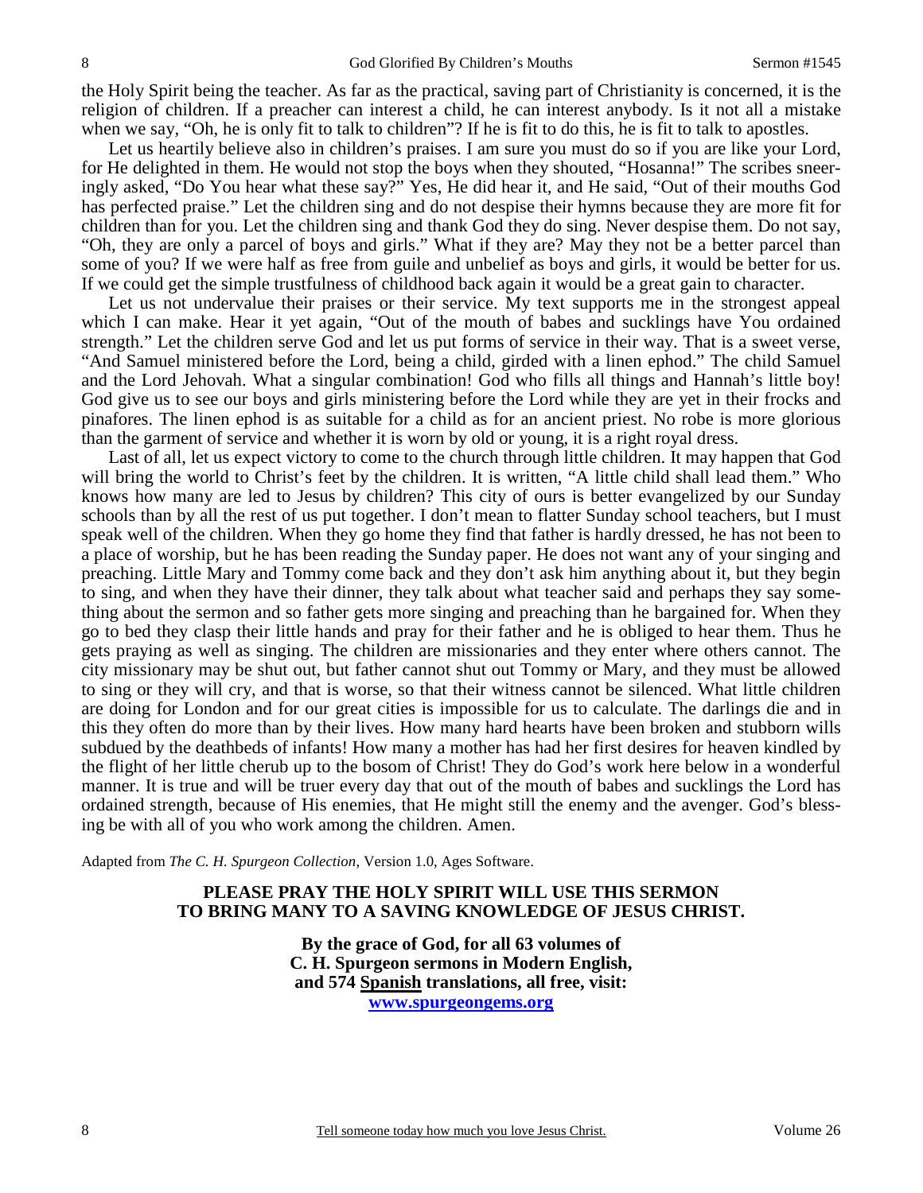the Holy Spirit being the teacher. As far as the practical, saving part of Christianity is concerned, it is the religion of children. If a preacher can interest a child, he can interest anybody. Is it not all a mistake when we say, "Oh, he is only fit to talk to children"? If he is fit to do this, he is fit to talk to apostles.

Let us heartily believe also in children's praises. I am sure you must do so if you are like your Lord, for He delighted in them. He would not stop the boys when they shouted, "Hosanna!" The scribes sneeringly asked, "Do You hear what these say?" Yes, He did hear it, and He said, "Out of their mouths God has perfected praise." Let the children sing and do not despise their hymns because they are more fit for children than for you. Let the children sing and thank God they do sing. Never despise them. Do not say, "Oh, they are only a parcel of boys and girls." What if they are? May they not be a better parcel than some of you? If we were half as free from guile and unbelief as boys and girls, it would be better for us. If we could get the simple trustfulness of childhood back again it would be a great gain to character.

Let us not undervalue their praises or their service. My text supports me in the strongest appeal which I can make. Hear it yet again, "Out of the mouth of babes and sucklings have You ordained strength." Let the children serve God and let us put forms of service in their way. That is a sweet verse, "And Samuel ministered before the Lord, being a child, girded with a linen ephod." The child Samuel and the Lord Jehovah. What a singular combination! God who fills all things and Hannah's little boy! God give us to see our boys and girls ministering before the Lord while they are yet in their frocks and pinafores. The linen ephod is as suitable for a child as for an ancient priest. No robe is more glorious than the garment of service and whether it is worn by old or young, it is a right royal dress.

Last of all, let us expect victory to come to the church through little children. It may happen that God will bring the world to Christ's feet by the children. It is written, "A little child shall lead them." Who knows how many are led to Jesus by children? This city of ours is better evangelized by our Sunday schools than by all the rest of us put together. I don't mean to flatter Sunday school teachers, but I must speak well of the children. When they go home they find that father is hardly dressed, he has not been to a place of worship, but he has been reading the Sunday paper. He does not want any of your singing and preaching. Little Mary and Tommy come back and they don't ask him anything about it, but they begin to sing, and when they have their dinner, they talk about what teacher said and perhaps they say something about the sermon and so father gets more singing and preaching than he bargained for. When they go to bed they clasp their little hands and pray for their father and he is obliged to hear them. Thus he gets praying as well as singing. The children are missionaries and they enter where others cannot. The city missionary may be shut out, but father cannot shut out Tommy or Mary, and they must be allowed to sing or they will cry, and that is worse, so that their witness cannot be silenced. What little children are doing for London and for our great cities is impossible for us to calculate. The darlings die and in this they often do more than by their lives. How many hard hearts have been broken and stubborn wills subdued by the deathbeds of infants! How many a mother has had her first desires for heaven kindled by the flight of her little cherub up to the bosom of Christ! They do God's work here below in a wonderful manner. It is true and will be truer every day that out of the mouth of babes and sucklings the Lord has ordained strength, because of His enemies, that He might still the enemy and the avenger. God's blessing be with all of you who work among the children. Amen.

Adapted from *The C. H. Spurgeon Collection*, Version 1.0, Ages Software.

**PLEASE PRAY THE HOLY SPIRIT WILL USE THIS SERMON TO BRING MANY TO A SAVING KNOWLEDGE OF JESUS CHRIST.**

**By the grace of God, for all 63 volumes of C. H. Spurgeon sermons in Modern English, and 574 Spanish translations, all free, visit: www.spurgeongems.org**